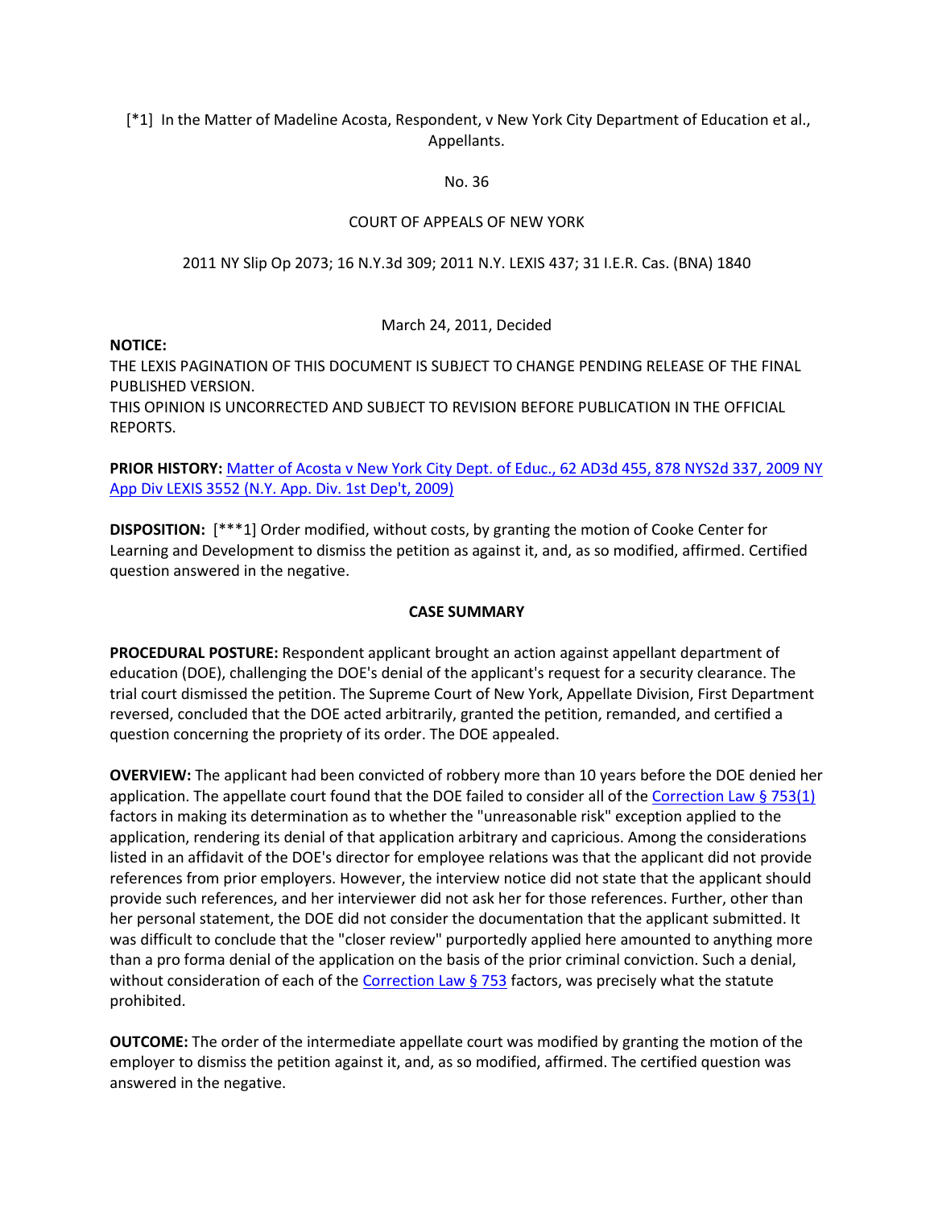[*1] In the Matter of Madeline Acosta, Respondent, v New York City Department of Education et al., Appellants.

No. 36

COURT OF APPEALS OF NEW YORK

2011 NY Slip Op 2073; 16 N.Y.3d 309; 2011 N.Y. LEXIS 437; 31 I.E.R. Cas. (BNA) 1840

March 24, 2011, Decided

**NOTICE:**

THE LEXIS PAGINATION OF THIS DOCUMENT IS SUBJECT TO CHANGE PENDING RELEASE OF THE FINAL PUBLISHED VERSION.

THIS OPINION IS UNCORRECTED AND SUBJECT TO REVISION BEFORE PUBLICATION IN THE OFFICIAL REPORTS.

**PRIOR HISTORY:** Matter of Acosta v New York City Dept. of Educ., 62 AD3d 455, 878 NYS2d 337, 2009 NY App Div LEXIS 3552 (N.Y. App. Div. 1st Dep't, 2009)

**DISPOSITION:** [***1] Order modified, without costs, by granting the motion of Cooke Center for Learning and Development to dismiss the petition as against it, and, as so modified, affirmed. Certified question answered in the negative.

## CASE SUMMARY

**PROCEDURAL POSTURE:** Respondent applicant brought an action against appellant department of education (DOE), challenging the DOE's denial of the applicant's request for a security clearance. The trial court dismissed the petition. The Supreme Court of New York, Appellate Division, First Department reversed, concluded that the DOE acted arbitrarily, granted the petition, remanded, and certified a question concerning the propriety of its order. The DOE appealed.

**OVERVIEW:** The applicant had been convicted of robbery more than 10 years before the DOE denied her application. The appellate court found that the DOE failed to consider all of the Correction Law § 753(1) factors in making its determination as to whether the "unreasonable risk" exception applied to the application, rendering its denial of that application arbitrary and capricious. Among the considerations listed in an affidavit of the DOE's director for employee relations was that the applicant did not provide references from prior employers. However, the interview notice did not state that the applicant should provide such references, and her interviewer did not ask her for those references. Further, other than her personal statement, the DOE did not consider the documentation that the applicant submitted. It was difficult to conclude that the "closer review" purportedly applied here amounted to anything more than a pro forma denial of the application on the basis of the prior criminal conviction. Such a denial, without consideration of each of the Correction Law § 753 factors, was precisely what the statute prohibited.

**OUTCOME:** The order of the intermediate appellate court was modified by granting the motion of the employer to dismiss the petition against it, and, as so modified, affirmed. The certified question was answered in the negative.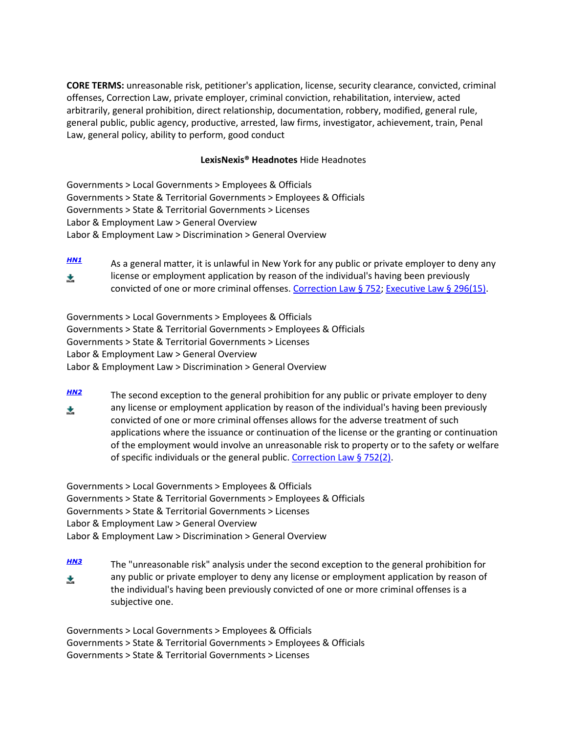**CORE TERMS:** unreasonable risk, petitioner's application, license, security clearance, convicted, criminal offenses, Correction Law, private employer, criminal conviction, rehabilitation, interview, acted arbitrarily, general prohibition, direct relationship, documentation, robbery, modified, general rule, general public, public agency, productive, arrested, law firms, investigator, achievement, train, Penal Law, general policy, ability to perform, good conduct

**LexisNexis® Headnotes** Hide Headnotes

Governments > Local Governments > Employees & Officials
Governments > State & Territorial Governments > Employees & Officials
Governments > State & Territorial Governments > Licenses
Labor & Employment Law > General Overview
Labor & Employment Law > Discrimination > General Overview

*HN1* As a general matter, it is unlawful in New York for any public or private employer to deny any license or employment application by reason of the individual's having been previously convicted of one or more criminal offenses. Correction Law § 752; Executive Law § 296(15).

Governments > Local Governments > Employees & Officials
Governments > State & Territorial Governments > Employees & Officials
Governments > State & Territorial Governments > Licenses
Labor & Employment Law > General Overview
Labor & Employment Law > Discrimination > General Overview

*HN2* The second exception to the general prohibition for any public or private employer to deny any license or employment application by reason of the individual's having been previously convicted of one or more criminal offenses allows for the adverse treatment of such applications where the issuance or continuation of the license or the granting or continuation of the employment would involve an unreasonable risk to property or to the safety or welfare of specific individuals or the general public. Correction Law § 752(2).

Governments > Local Governments > Employees & Officials
Governments > State & Territorial Governments > Employees & Officials
Governments > State & Territorial Governments > Licenses
Labor & Employment Law > General Overview
Labor & Employment Law > Discrimination > General Overview

*HN3* The "unreasonable risk" analysis under the second exception to the general prohibition for any public or private employer to deny any license or employment application by reason of the individual's having been previously convicted of one or more criminal offenses is a subjective one.

Governments > Local Governments > Employees & Officials
Governments > State & Territorial Governments > Employees & Officials
Governments > State & Territorial Governments > Licenses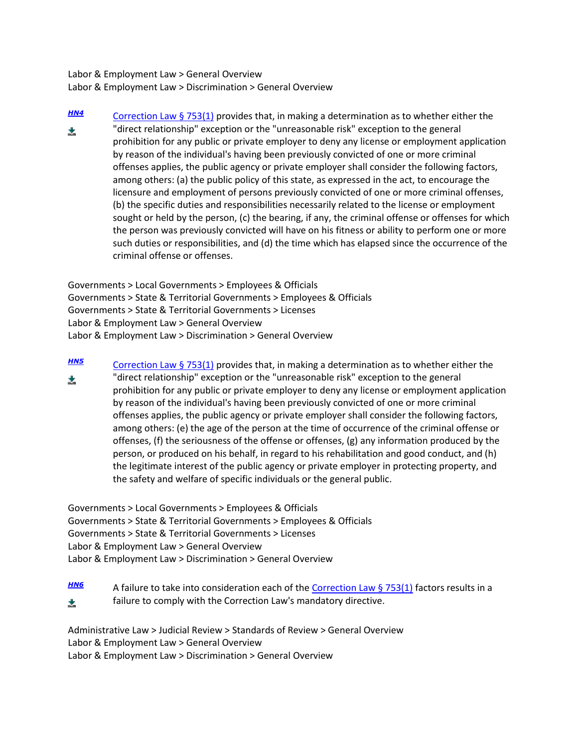Labor & Employment Law > General Overview
Labor & Employment Law > Discrimination > General Overview

**HN4** Correction Law § 753(1) provides that, in making a determination as to whether either the "direct relationship" exception or the "unreasonable risk" exception to the general prohibition for any public or private employer to deny any license or employment application by reason of the individual's having been previously convicted of one or more criminal offenses applies, the public agency or private employer shall consider the following factors, among others: (a) the public policy of this state, as expressed in the act, to encourage the licensure and employment of persons previously convicted of one or more criminal offenses, (b) the specific duties and responsibilities necessarily related to the license or employment sought or held by the person, (c) the bearing, if any, the criminal offense or offenses for which the person was previously convicted will have on his fitness or ability to perform one or more such duties or responsibilities, and (d) the time which has elapsed since the occurrence of the criminal offense or offenses.

Governments > Local Governments > Employees & Officials
Governments > State & Territorial Governments > Employees & Officials
Governments > State & Territorial Governments > Licenses
Labor & Employment Law > General Overview
Labor & Employment Law > Discrimination > General Overview

**HN5** Correction Law § 753(1) provides that, in making a determination as to whether either the "direct relationship" exception or the "unreasonable risk" exception to the general prohibition for any public or private employer to deny any license or employment application by reason of the individual's having been previously convicted of one or more criminal offenses applies, the public agency or private employer shall consider the following factors, among others: (e) the age of the person at the time of occurrence of the criminal offense or offenses, (f) the seriousness of the offense or offenses, (g) any information produced by the person, or produced on his behalf, in regard to his rehabilitation and good conduct, and (h) the legitimate interest of the public agency or private employer in protecting property, and the safety and welfare of specific individuals or the general public.

Governments > Local Governments > Employees & Officials
Governments > State & Territorial Governments > Employees & Officials
Governments > State & Territorial Governments > Licenses
Labor & Employment Law > General Overview
Labor & Employment Law > Discrimination > General Overview

**HN6** A failure to take into consideration each of the Correction Law § 753(1) factors results in a failure to comply with the Correction Law's mandatory directive.

Administrative Law > Judicial Review > Standards of Review > General Overview
Labor & Employment Law > General Overview
Labor & Employment Law > Discrimination > General Overview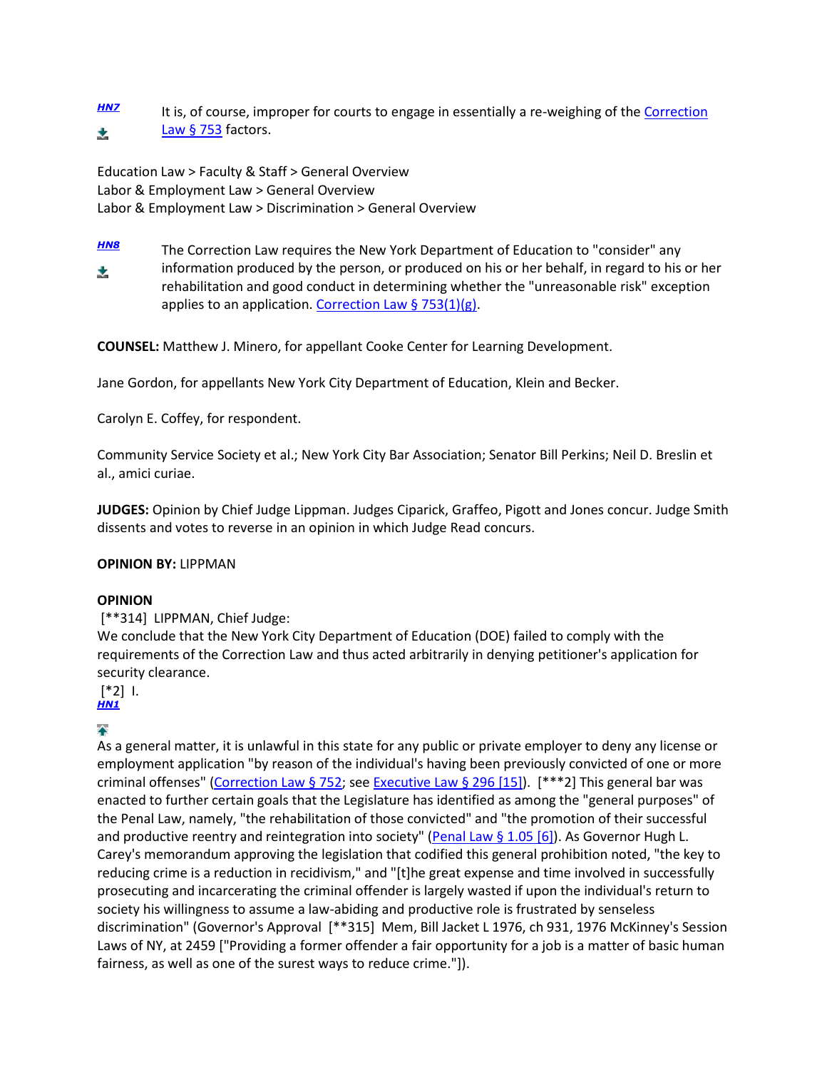HN7 It is, of course, improper for courts to engage in essentially a re-weighing of the Correction Law § 753 factors.

Education Law > Faculty & Staff > General Overview
Labor & Employment Law > General Overview
Labor & Employment Law > Discrimination > General Overview

HN8 The Correction Law requires the New York Department of Education to "consider" any information produced by the person, or produced on his or her behalf, in regard to his or her rehabilitation and good conduct in determining whether the "unreasonable risk" exception applies to an application. Correction Law § 753(1)(g).

**COUNSEL:** Matthew J. Minero, for appellant Cooke Center for Learning Development.

Jane Gordon, for appellants New York City Department of Education, Klein and Becker.

Carolyn E. Coffey, for respondent.

Community Service Society et al.; New York City Bar Association; Senator Bill Perkins; Neil D. Breslin et al., amici curiae.

**JUDGES:** Opinion by Chief Judge Lippman. Judges Ciparick, Graffeo, Pigott and Jones concur. Judge Smith dissents and votes to reverse in an opinion in which Judge Read concurs.

**OPINION BY:** LIPPMAN

**OPINION**

[**314] LIPPMAN, Chief Judge:

We conclude that the New York City Department of Education (DOE) failed to comply with the requirements of the Correction Law and thus acted arbitrarily in denying petitioner's application for security clearance.

[*2] I.

HN1

As a general matter, it is unlawful in this state for any public or private employer to deny any license or employment application "by reason of the individual's having been previously convicted of one or more criminal offenses" (Correction Law § 752; see Executive Law § 296 [15]). [***2] This general bar was enacted to further certain goals that the Legislature has identified as among the "general purposes" of the Penal Law, namely, "the rehabilitation of those convicted" and "the promotion of their successful and productive reentry and reintegration into society" (Penal Law § 1.05 [6]). As Governor Hugh L. Carey's memorandum approving the legislation that codified this general prohibition noted, "the key to reducing crime is a reduction in recidivism," and "[t]he great expense and time involved in successfully prosecuting and incarcerating the criminal offender is largely wasted if upon the individual's return to society his willingness to assume a law-abiding and productive role is frustrated by senseless discrimination" (Governor's Approval [**315] Mem, Bill Jacket L 1976, ch 931, 1976 McKinney's Session Laws of NY, at 2459 ["Providing a former offender a fair opportunity for a job is a matter of basic human fairness, as well as one of the surest ways to reduce crime."]).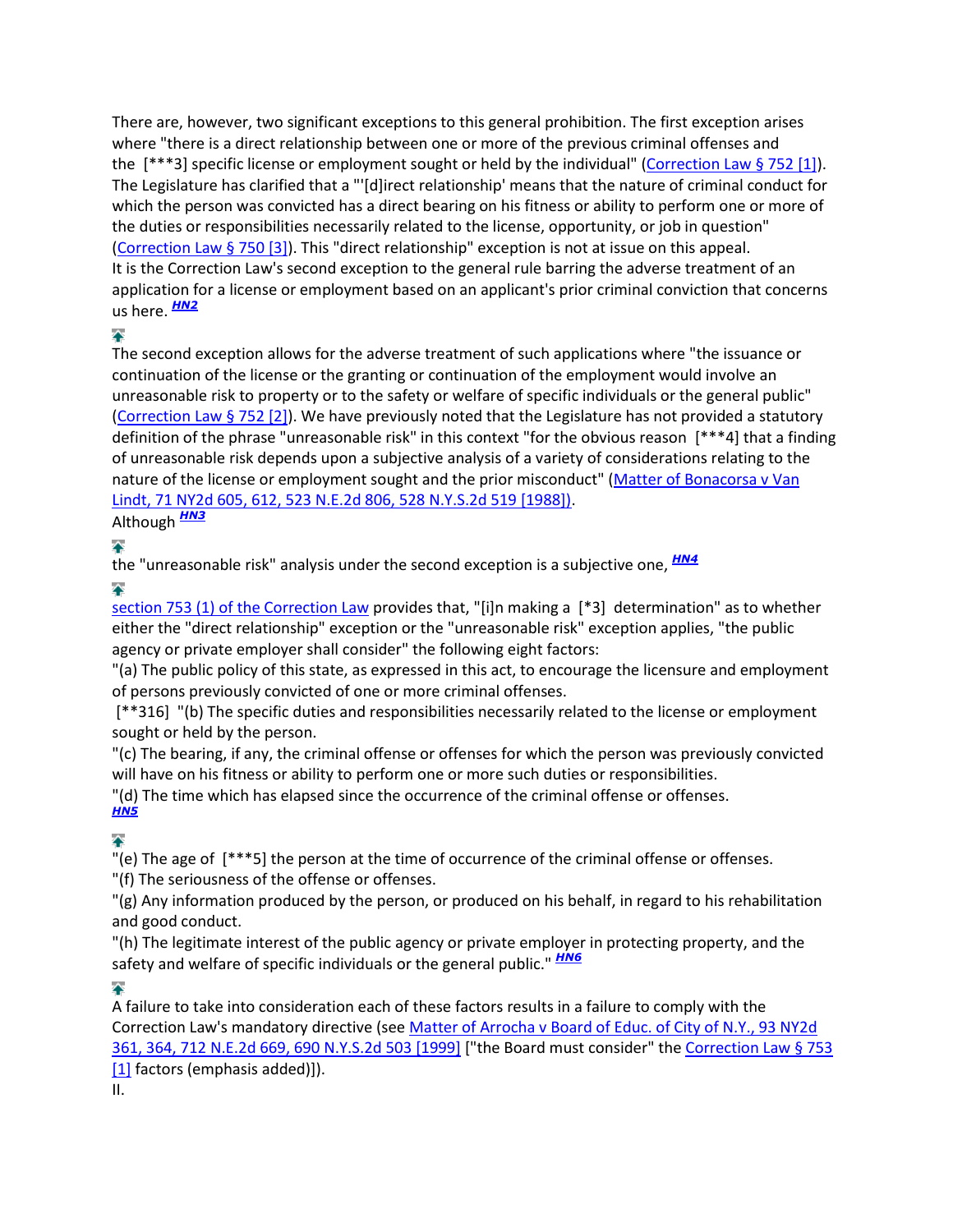There are, however, two significant exceptions to this general prohibition. The first exception arises where "there is a direct relationship between one or more of the previous criminal offenses and the [***3] specific license or employment sought or held by the individual" (Correction Law § 752 [1]). The Legislature has clarified that a "'[d]irect relationship' means that the nature of criminal conduct for which the person was convicted has a direct bearing on his fitness or ability to perform one or more of the duties or responsibilities necessarily related to the license, opportunity, or job in question" (Correction Law § 750 [3]). This "direct relationship" exception is not at issue on this appeal. It is the Correction Law's second exception to the general rule barring the adverse treatment of an application for a license or employment based on an applicant's prior criminal conviction that concerns us here. HN2

The second exception allows for the adverse treatment of such applications where "the issuance or continuation of the license or the granting or continuation of the employment would involve an unreasonable risk to property or to the safety or welfare of specific individuals or the general public" (Correction Law § 752 [2]). We have previously noted that the Legislature has not provided a statutory definition of the phrase "unreasonable risk" in this context "for the obvious reason [***4] that a finding of unreasonable risk depends upon a subjective analysis of a variety of considerations relating to the nature of the license or employment sought and the prior misconduct" (Matter of Bonacorsa v Van Lindt, 71 NY2d 605, 612, 523 N.E.2d 806, 528 N.Y.S.2d 519 [1988]).

Although HN3

the "unreasonable risk" analysis under the second exception is a subjective one, HN4

section 753 (1) of the Correction Law provides that, "[i]n making a [*3] determination" as to whether either the "direct relationship" exception or the "unreasonable risk" exception applies, "the public agency or private employer shall consider" the following eight factors:

"(a) The public policy of this state, as expressed in this act, to encourage the licensure and employment of persons previously convicted of one or more criminal offenses.

[**316] "(b) The specific duties and responsibilities necessarily related to the license or employment sought or held by the person.

"(c) The bearing, if any, the criminal offense or offenses for which the person was previously convicted will have on his fitness or ability to perform one or more such duties or responsibilities.

"(d) The time which has elapsed since the occurrence of the criminal offense or offenses. HN5

"(e) The age of [***5] the person at the time of occurrence of the criminal offense or offenses.

"(f) The seriousness of the offense or offenses.

"(g) Any information produced by the person, or produced on his behalf, in regard to his rehabilitation and good conduct.

"(h) The legitimate interest of the public agency or private employer in protecting property, and the safety and welfare of specific individuals or the general public." HN6

A failure to take into consideration each of these factors results in a failure to comply with the Correction Law's mandatory directive (see Matter of Arrocha v Board of Educ. of City of N.Y., 93 NY2d 361, 364, 712 N.E.2d 669, 690 N.Y.S.2d 503 [1999] ["the Board must consider" the Correction Law § 753 [1] factors (emphasis added)]).

II.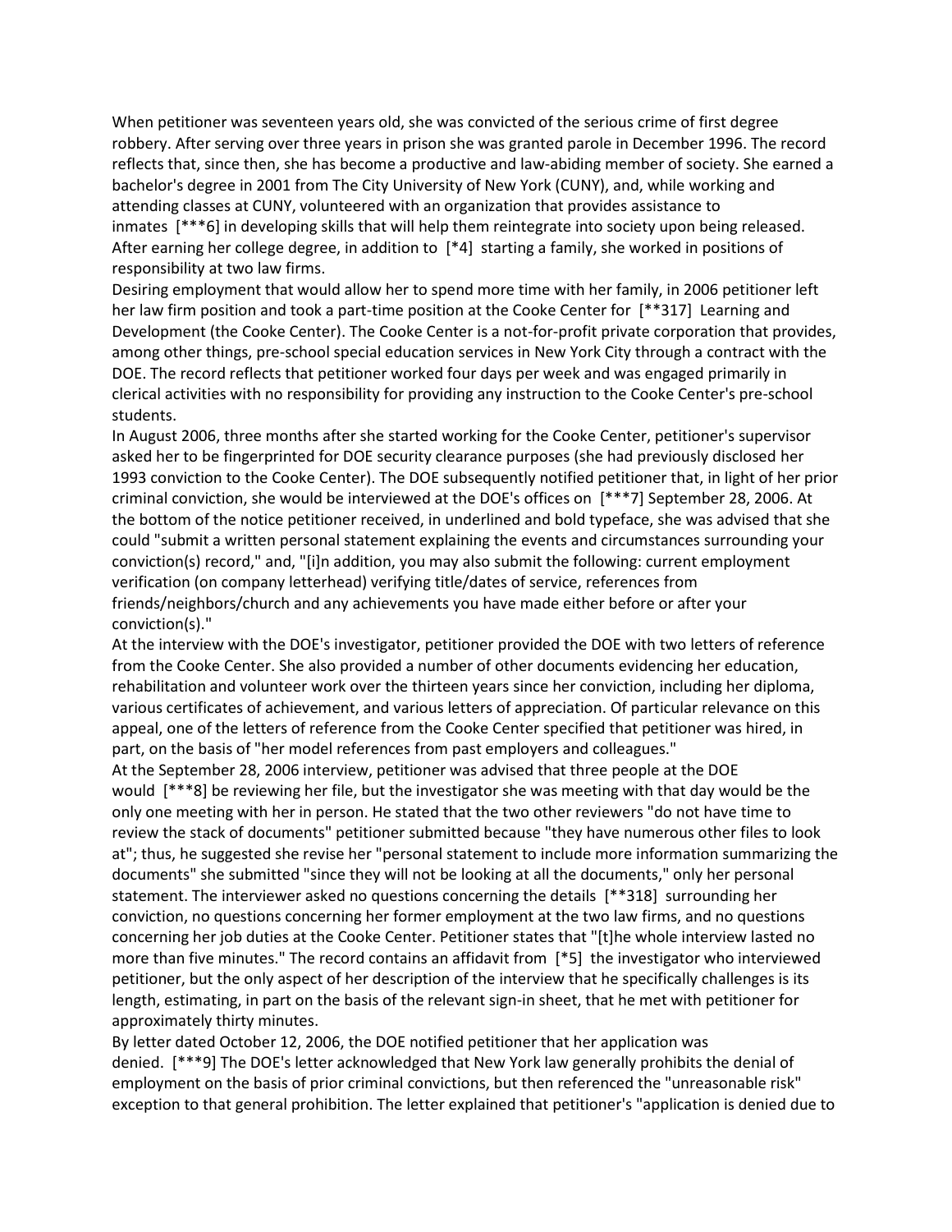When petitioner was seventeen years old, she was convicted of the serious crime of first degree robbery. After serving over three years in prison she was granted parole in December 1996. The record reflects that, since then, she has become a productive and law-abiding member of society. She earned a bachelor's degree in 2001 from The City University of New York (CUNY), and, while working and attending classes at CUNY, volunteered with an organization that provides assistance to inmates [***6] in developing skills that will help them reintegrate into society upon being released. After earning her college degree, in addition to [*4] starting a family, she worked in positions of responsibility at two law firms.

Desiring employment that would allow her to spend more time with her family, in 2006 petitioner left her law firm position and took a part-time position at the Cooke Center for [**317] Learning and Development (the Cooke Center). The Cooke Center is a not-for-profit private corporation that provides, among other things, pre-school special education services in New York City through a contract with the DOE. The record reflects that petitioner worked four days per week and was engaged primarily in clerical activities with no responsibility for providing any instruction to the Cooke Center's pre-school students.

In August 2006, three months after she started working for the Cooke Center, petitioner's supervisor asked her to be fingerprinted for DOE security clearance purposes (she had previously disclosed her 1993 conviction to the Cooke Center). The DOE subsequently notified petitioner that, in light of her prior criminal conviction, she would be interviewed at the DOE's offices on [***7] September 28, 2006. At the bottom of the notice petitioner received, in underlined and bold typeface, she was advised that she could "submit a written personal statement explaining the events and circumstances surrounding your conviction(s) record," and, "[i]n addition, you may also submit the following: current employment verification (on company letterhead) verifying title/dates of service, references from friends/neighbors/church and any achievements you have made either before or after your conviction(s)."

At the interview with the DOE's investigator, petitioner provided the DOE with two letters of reference from the Cooke Center. She also provided a number of other documents evidencing her education, rehabilitation and volunteer work over the thirteen years since her conviction, including her diploma, various certificates of achievement, and various letters of appreciation. Of particular relevance on this appeal, one of the letters of reference from the Cooke Center specified that petitioner was hired, in part, on the basis of "her model references from past employers and colleagues."

At the September 28, 2006 interview, petitioner was advised that three people at the DOE would [***8] be reviewing her file, but the investigator she was meeting with that day would be the only one meeting with her in person. He stated that the two other reviewers "do not have time to review the stack of documents" petitioner submitted because "they have numerous other files to look at"; thus, he suggested she revise her "personal statement to include more information summarizing the documents" she submitted "since they will not be looking at all the documents," only her personal statement. The interviewer asked no questions concerning the details [**318] surrounding her conviction, no questions concerning her former employment at the two law firms, and no questions concerning her job duties at the Cooke Center. Petitioner states that "[t]he whole interview lasted no more than five minutes." The record contains an affidavit from [*5] the investigator who interviewed petitioner, but the only aspect of her description of the interview that he specifically challenges is its length, estimating, in part on the basis of the relevant sign-in sheet, that he met with petitioner for approximately thirty minutes.

By letter dated October 12, 2006, the DOE notified petitioner that her application was denied. [***9] The DOE's letter acknowledged that New York law generally prohibits the denial of employment on the basis of prior criminal convictions, but then referenced the "unreasonable risk" exception to that general prohibition. The letter explained that petitioner's "application is denied due to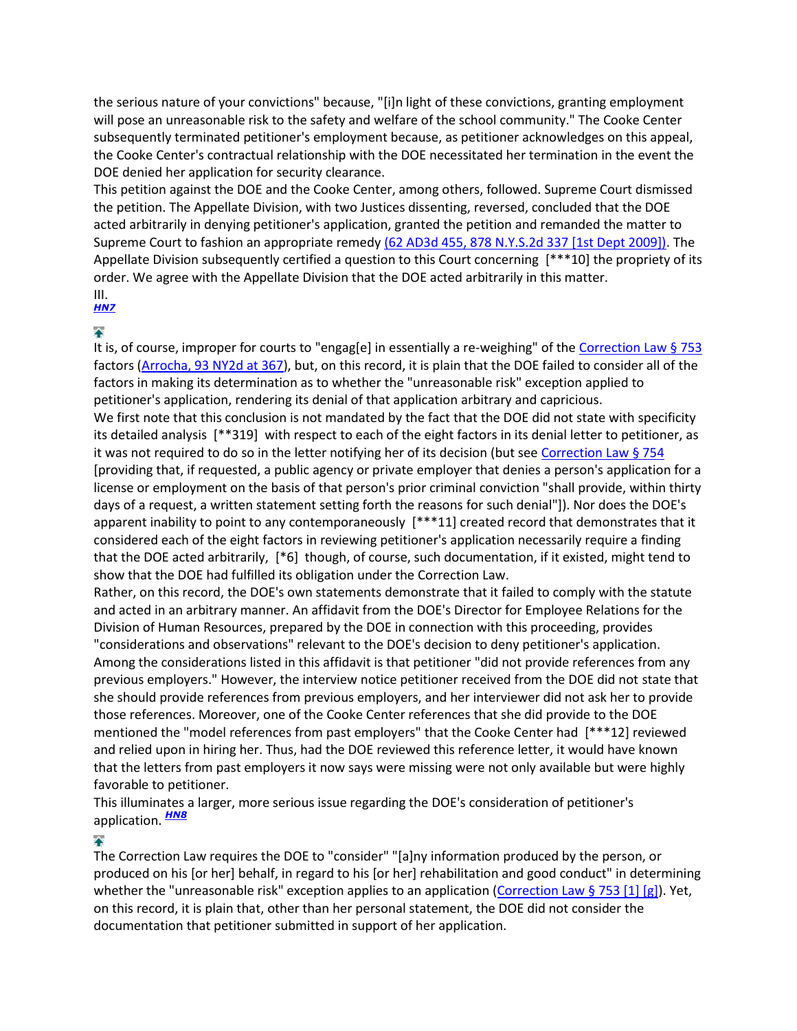the serious nature of your convictions" because, "[i]n light of these convictions, granting employment will pose an unreasonable risk to the safety and welfare of the school community." The Cooke Center subsequently terminated petitioner's employment because, as petitioner acknowledges on this appeal, the Cooke Center's contractual relationship with the DOE necessitated her termination in the event the DOE denied her application for security clearance.

This petition against the DOE and the Cooke Center, among others, followed. Supreme Court dismissed the petition. The Appellate Division, with two Justices dissenting, reversed, concluded that the DOE acted arbitrarily in denying petitioner's application, granted the petition and remanded the matter to Supreme Court to fashion an appropriate remedy (62 AD3d 455, 878 N.Y.S.2d 337 [1st Dept 2009]). The Appellate Division subsequently certified a question to this Court concerning [***10] the propriety of its order. We agree with the Appellate Division that the DOE acted arbitrarily in this matter.

III.

HN7

It is, of course, improper for courts to "engag[e] in essentially a re-weighing" of the Correction Law § 753 factors (Arrocha, 93 NY2d at 367), but, on this record, it is plain that the DOE failed to consider all of the factors in making its determination as to whether the "unreasonable risk" exception applied to petitioner's application, rendering its denial of that application arbitrary and capricious.

We first note that this conclusion is not mandated by the fact that the DOE did not state with specificity its detailed analysis [**319] with respect to each of the eight factors in its denial letter to petitioner, as it was not required to do so in the letter notifying her of its decision (but see Correction Law § 754 [providing that, if requested, a public agency or private employer that denies a person's application for a license or employment on the basis of that person's prior criminal conviction "shall provide, within thirty days of a request, a written statement setting forth the reasons for such denial"]). Nor does the DOE's apparent inability to point to any contemporaneously [***11] created record that demonstrates that it considered each of the eight factors in reviewing petitioner's application necessarily require a finding that the DOE acted arbitrarily, [*6] though, of course, such documentation, if it existed, might tend to show that the DOE had fulfilled its obligation under the Correction Law.

Rather, on this record, the DOE's own statements demonstrate that it failed to comply with the statute and acted in an arbitrary manner. An affidavit from the DOE's Director for Employee Relations for the Division of Human Resources, prepared by the DOE in connection with this proceeding, provides "considerations and observations" relevant to the DOE's decision to deny petitioner's application. Among the considerations listed in this affidavit is that petitioner "did not provide references from any previous employers." However, the interview notice petitioner received from the DOE did not state that she should provide references from previous employers, and her interviewer did not ask her to provide those references. Moreover, one of the Cooke Center references that she did provide to the DOE mentioned the "model references from past employers" that the Cooke Center had [***12] reviewed and relied upon in hiring her. Thus, had the DOE reviewed this reference letter, it would have known that the letters from past employers it now says were missing were not only available but were highly favorable to petitioner.

This illuminates a larger, more serious issue regarding the DOE's consideration of petitioner's application. HN8

The Correction Law requires the DOE to "consider" "[a]ny information produced by the person, or produced on his [or her] behalf, in regard to his [or her] rehabilitation and good conduct" in determining whether the "unreasonable risk" exception applies to an application (Correction Law § 753 [1] [g]). Yet, on this record, it is plain that, other than her personal statement, the DOE did not consider the documentation that petitioner submitted in support of her application.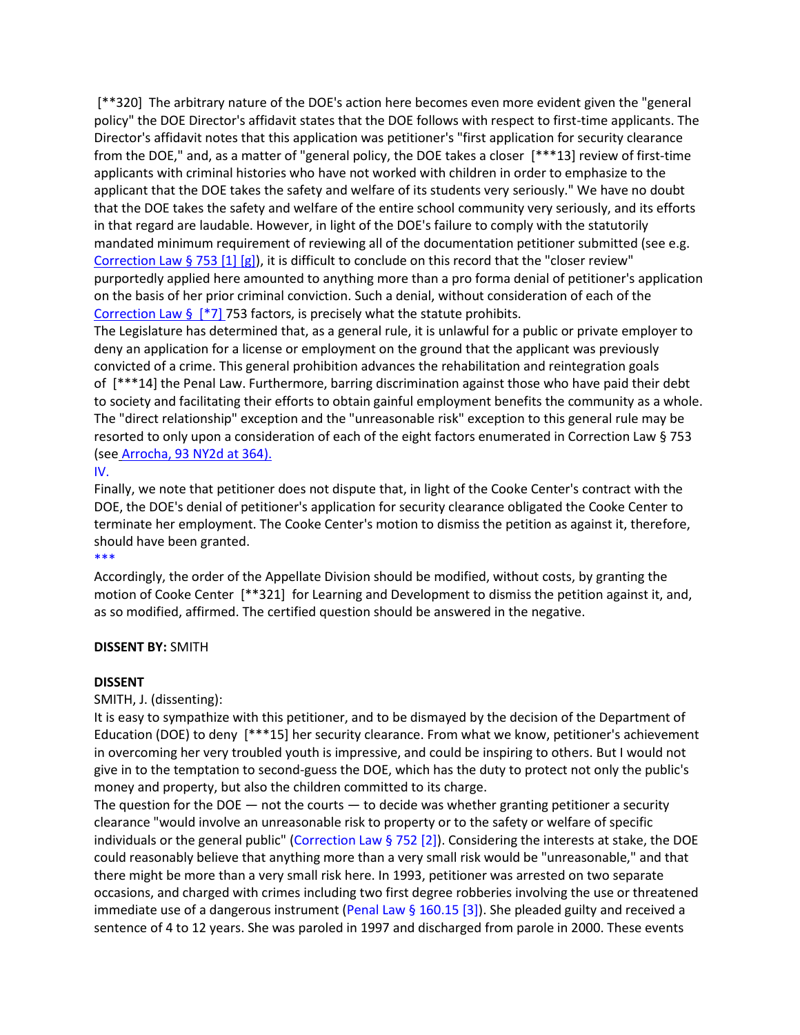[**320] The arbitrary nature of the DOE's action here becomes even more evident given the "general policy" the DOE Director's affidavit states that the DOE follows with respect to first-time applicants. The Director's affidavit notes that this application was petitioner's "first application for security clearance from the DOE," and, as a matter of "general policy, the DOE takes a closer [***13] review of first-time applicants with criminal histories who have not worked with children in order to emphasize to the applicant that the DOE takes the safety and welfare of its students very seriously." We have no doubt that the DOE takes the safety and welfare of the entire school community very seriously, and its efforts in that regard are laudable. However, in light of the DOE's failure to comply with the statutorily mandated minimum requirement of reviewing all of the documentation petitioner submitted (see e.g. Correction Law § 753 [1] [g]), it is difficult to conclude on this record that the "closer review" purportedly applied here amounted to anything more than a pro forma denial of petitioner's application on the basis of her prior criminal conviction. Such a denial, without consideration of each of the Correction Law § [*7] 753 factors, is precisely what the statute prohibits.

The Legislature has determined that, as a general rule, it is unlawful for a public or private employer to deny an application for a license or employment on the ground that the applicant was previously convicted of a crime. This general prohibition advances the rehabilitation and reintegration goals of [***14] the Penal Law. Furthermore, barring discrimination against those who have paid their debt to society and facilitating their efforts to obtain gainful employment benefits the community as a whole. The "direct relationship" exception and the "unreasonable risk" exception to this general rule may be resorted to only upon a consideration of each of the eight factors enumerated in Correction Law § 753 (see Arrocha, 93 NY2d at 364).

IV.

Finally, we note that petitioner does not dispute that, in light of the Cooke Center's contract with the DOE, the DOE's denial of petitioner's application for security clearance obligated the Cooke Center to terminate her employment. The Cooke Center's motion to dismiss the petition as against it, therefore, should have been granted.

***

Accordingly, the order of the Appellate Division should be modified, without costs, by granting the motion of Cooke Center [**321] for Learning and Development to dismiss the petition against it, and, as so modified, affirmed. The certified question should be answered in the negative.

**DISSENT BY:** SMITH

**DISSENT**

SMITH, J. (dissenting):

It is easy to sympathize with this petitioner, and to be dismayed by the decision of the Department of Education (DOE) to deny [***15] her security clearance. From what we know, petitioner's achievement in overcoming her very troubled youth is impressive, and could be inspiring to others. But I would not give in to the temptation to second-guess the DOE, which has the duty to protect not only the public's money and property, but also the children committed to its charge.

The question for the DOE — not the courts — to decide was whether granting petitioner a security clearance "would involve an unreasonable risk to property or to the safety or welfare of specific individuals or the general public" (Correction Law § 752 [2]). Considering the interests at stake, the DOE could reasonably believe that anything more than a very small risk would be "unreasonable," and that there might be more than a very small risk here. In 1993, petitioner was arrested on two separate occasions, and charged with crimes including two first degree robberies involving the use or threatened immediate use of a dangerous instrument (Penal Law § 160.15 [3]). She pleaded guilty and received a sentence of 4 to 12 years. She was paroled in 1997 and discharged from parole in 2000. These events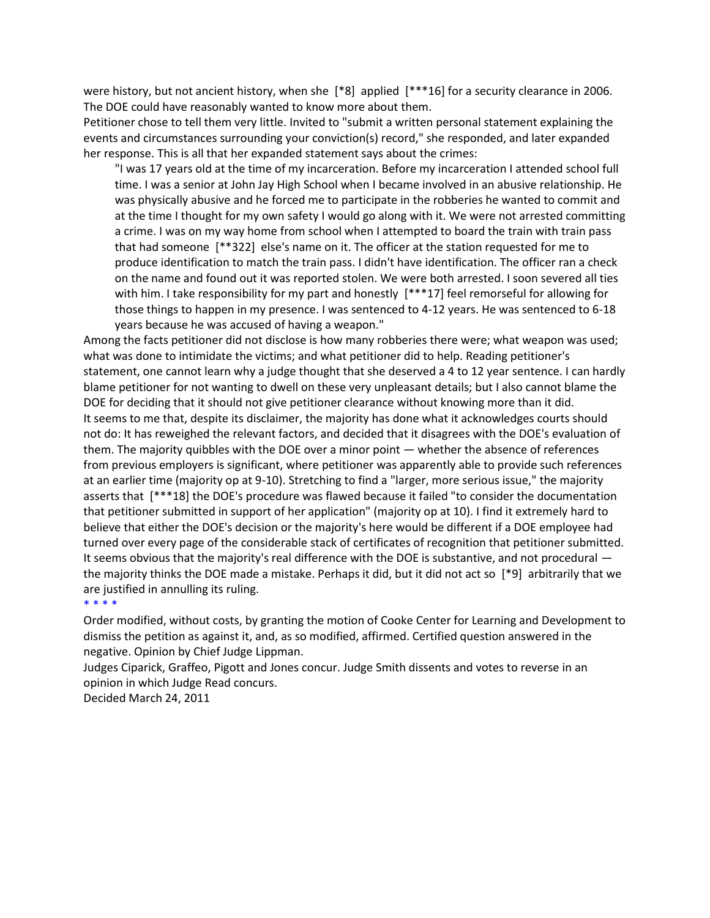were history, but not ancient history, when she [*8] applied [***16] for a security clearance in 2006. The DOE could have reasonably wanted to know more about them.

Petitioner chose to tell them very little. Invited to "submit a written personal statement explaining the events and circumstances surrounding your conviction(s) record," she responded, and later expanded her response. This is all that her expanded statement says about the crimes:

> "I was 17 years old at the time of my incarceration. Before my incarceration I attended school full time. I was a senior at John Jay High School when I became involved in an abusive relationship. He was physically abusive and he forced me to participate in the robberies he wanted to commit and at the time I thought for my own safety I would go along with it. We were not arrested committing a crime. I was on my way home from school when I attempted to board the train with train pass that had someone [**322] else's name on it. The officer at the station requested for me to produce identification to match the train pass. I didn't have identification. The officer ran a check on the name and found out it was reported stolen. We were both arrested. I soon severed all ties with him. I take responsibility for my part and honestly [***17] feel remorseful for allowing for those things to happen in my presence. I was sentenced to 4-12 years. He was sentenced to 6-18 years because he was accused of having a weapon."

Among the facts petitioner did not disclose is how many robberies there were; what weapon was used; what was done to intimidate the victims; and what petitioner did to help. Reading petitioner's statement, one cannot learn why a judge thought that she deserved a 4 to 12 year sentence. I can hardly blame petitioner for not wanting to dwell on these very unpleasant details; but I also cannot blame the DOE for deciding that it should not give petitioner clearance without knowing more than it did.

It seems to me that, despite its disclaimer, the majority has done what it acknowledges courts should not do: It has reweighed the relevant factors, and decided that it disagrees with the DOE's evaluation of them. The majority quibbles with the DOE over a minor point — whether the absence of references from previous employers is significant, where petitioner was apparently able to provide such references at an earlier time (majority op at 9-10). Stretching to find a "larger, more serious issue," the majority asserts that [***18] the DOE's procedure was flawed because it failed "to consider the documentation that petitioner submitted in support of her application" (majority op at 10). I find it extremely hard to believe that either the DOE's decision or the majority's here would be different if a DOE employee had turned over every page of the considerable stack of certificates of recognition that petitioner submitted. It seems obvious that the majority's real difference with the DOE is substantive, and not procedural — the majority thinks the DOE made a mistake. Perhaps it did, but it did not act so [*9] arbitrarily that we are justified in annulling its ruling.

* * * *

Order modified, without costs, by granting the motion of Cooke Center for Learning and Development to dismiss the petition as against it, and, as so modified, affirmed. Certified question answered in the negative. Opinion by Chief Judge Lippman.

Judges Ciparick, Graffeo, Pigott and Jones concur. Judge Smith dissents and votes to reverse in an opinion in which Judge Read concurs.

Decided March 24, 2011